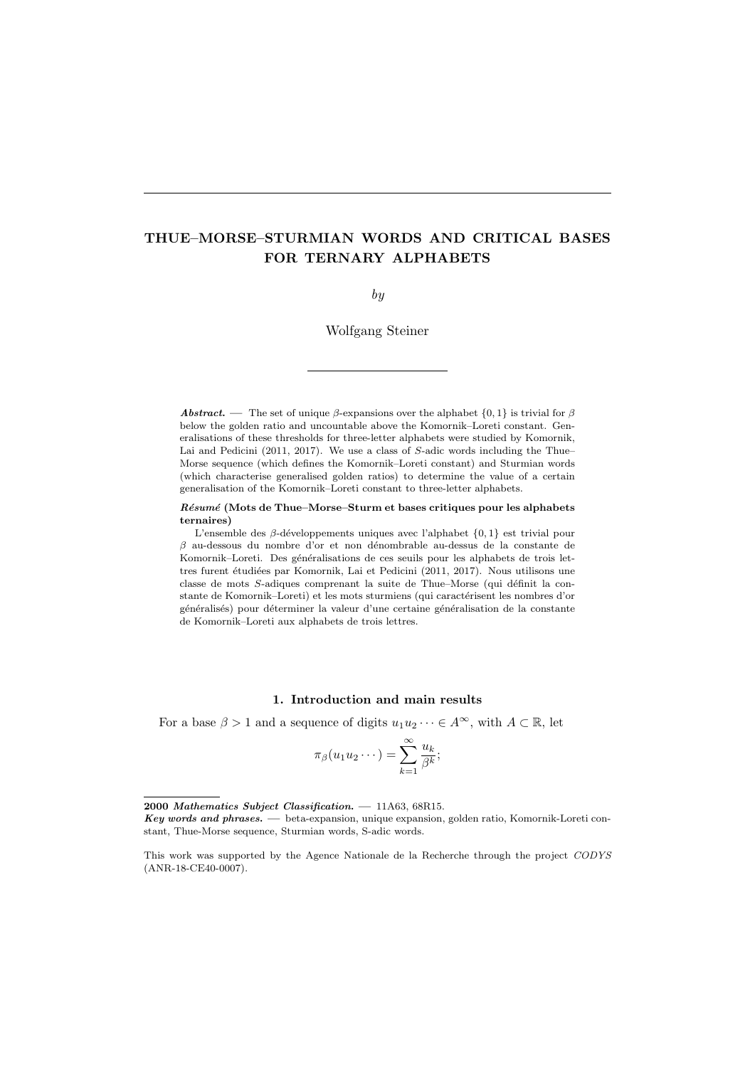# THUE–MORSE–STURMIAN WORDS AND CRITICAL BASES FOR TERNARY ALPHABETS

*by*

Wolfgang Steiner

***Abstract.*** — The set of unique $\beta$-expansions over the alphabet $\{0,1\}$ is trivial for $\beta$ below the golden ratio and uncountable above the Komornik–Loreti constant. Generalisations of these thresholds for three-letter alphabets were studied by Komornik, Lai and Pedicini (2011, 2017). We use a class of $S$-adic words including the Thue–Morse sequence (which defines the Komornik–Loreti constant) and Sturmian words (which characterise generalised golden ratios) to determine the value of a certain generalisation of the Komornik–Loreti constant to three-letter alphabets.

***Résumé* (Mots de Thue–Morse–Sturm et bases critiques pour les alphabets ternaires)**

L'ensemble des $\beta$-développements uniques avec l'alphabet $\{0,1\}$ est trivial pour $\beta$ au-dessous du nombre d'or et non dénombrable au-dessus de la constante de Komornik–Loreti. Des généralisations de ces seuils pour les alphabets de trois lettres furent étudiées par Komornik, Lai et Pedicini (2011, 2017). Nous utilisons une classe de mots $S$-adiques comprenant la suite de Thue–Morse (qui définit la constante de Komornik–Loreti) et les mots sturmiens (qui caractérisent les nombres d'or généralisés) pour déterminer la valeur d'une certaine généralisation de la constante de Komornik–Loreti aux alphabets de trois lettres.

## 1. Introduction and main results

For a base $\beta > 1$ and a sequence of digits $u_1u_2\cdots \in A^\infty$, with $A \subset \mathbb{R}$, let

$$\pi_\beta(u_1u_2\cdots) = \sum_{k=1}^{\infty} \frac{u_k}{\beta^k};$$

**2000** ***Mathematics Subject Classification.*** — 11A63, 68R15.

***Key words and phrases.*** — beta-expansion, unique expansion, golden ratio, Komornik-Loreti constant, Thue-Morse sequence, Sturmian words, S-adic words.

This work was supported by the Agence Nationale de la Recherche through the project *CODYS* (ANR-18-CE40-0007).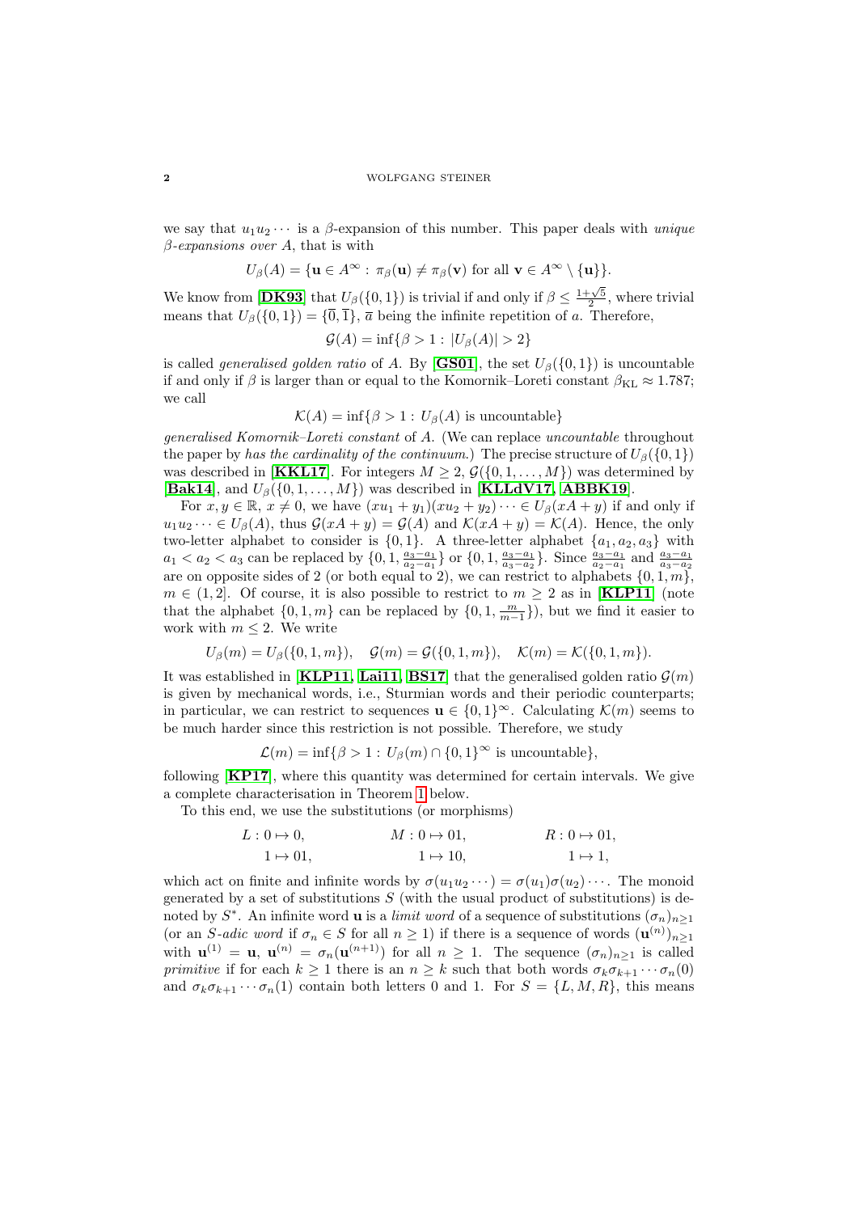we say that $u_1u_2\cdots$ is a $\beta$-expansion of this number. This paper deals with *unique $\beta$-expansions over $A$*, that is with

$$U_\beta(A) = \{\mathbf{u} \in A^\infty : \pi_\beta(\mathbf{u}) \neq \pi_\beta(\mathbf{v}) \text{ for all } \mathbf{v} \in A^\infty \setminus \{\mathbf{u}\}\}.$$

We know from [**DK93**] that $U_\beta(\{0,1\})$ is trivial if and only if $\beta \le \frac{1+\sqrt{5}}{2}$, where trivial means that $U_\beta(\{0,1\}) = \{\overline{0}, \overline{1}\}$, $\overline{a}$ being the infinite repetition of $a$. Therefore,

$$\mathcal{G}(A) = \inf\{\beta > 1 : |U_\beta(A)| > 2\}$$

is called *generalised golden ratio* of $A$. By [**GS01**], the set $U_\beta(\{0,1\})$ is uncountable if and only if $\beta$ is larger than or equal to the Komornik–Loreti constant $\beta_{\mathrm{KL}} \approx 1.787$; we call

$$\mathcal{K}(A) = \inf\{\beta > 1 : U_\beta(A) \text{ is uncountable}\}$$

*generalised Komornik–Loreti constant* of $A$. (We can replace *uncountable* throughout the paper by *has the cardinality of the continuum*.) The precise structure of $U_\beta(\{0,1\})$ was described in [**KKL17**]. For integers $M \ge 2$, $\mathcal{G}(\{0,1,\dots,M\})$ was determined by [**Bak14**], and $U_\beta(\{0,1,\dots,M\})$ was described in [**KLLdV17**, **ABBK19**].

For $x, y \in \mathbb{R}$, $x \neq 0$, we have $(xu_1+y_1)(xu_2+y_2)\cdots \in U_\beta(xA+y)$ if and only if $u_1u_2\cdots \in U_\beta(A)$, thus $\mathcal{G}(xA+y) = \mathcal{G}(A)$ and $\mathcal{K}(xA+y) = \mathcal{K}(A)$. Hence, the only two-letter alphabet to consider is $\{0,1\}$. A three-letter alphabet $\{a_1,a_2,a_3\}$ with $a_1 < a_2 < a_3$ can be replaced by $\{0,1,\frac{a_3-a_1}{a_2-a_1}\}$ or $\{0,1,\frac{a_3-a_1}{a_3-a_2}\}$. Since $\frac{a_3-a_1}{a_2-a_1}$ and $\frac{a_3-a_1}{a_3-a_2}$ are on opposite sides of 2 (or both equal to 2), we can restrict to alphabets $\{0,1,m\}$, $m \in (1,2]$. Of course, it is also possible to restrict to $m \ge 2$ as in [**KLP11**] (note that the alphabet $\{0,1,m\}$ can be replaced by $\{0,1,\frac{m}{m-1}\}$), but we find it easier to work with $m \le 2$. We write

$$U_\beta(m) = U_\beta(\{0,1,m\}), \quad \mathcal{G}(m) = \mathcal{G}(\{0,1,m\}), \quad \mathcal{K}(m) = \mathcal{K}(\{0,1,m\}).$$

It was established in [**KLP11**, **Lai11**, **BS17**] that the generalised golden ratio $\mathcal{G}(m)$ is given by mechanical words, i.e., Sturmian words and their periodic counterparts; in particular, we can restrict to sequences $\mathbf{u} \in \{0,1\}^\infty$. Calculating $\mathcal{K}(m)$ seems to be much harder since this restriction is not possible. Therefore, we study

$$\mathcal{L}(m) = \inf\{\beta > 1 : U_\beta(m) \cap \{0,1\}^\infty \text{ is uncountable}\},$$

following [**KP17**], where this quantity was determined for certain intervals. We give a complete characterisation in Theorem 1 below.

To this end, we use the substitutions (or morphisms)

$$L: 0 \mapsto 0, \quad 1 \mapsto 01, \qquad M: 0 \mapsto 01, \quad 1 \mapsto 10, \qquad R: 0 \mapsto 01, \quad 1 \mapsto 1,$$

which act on finite and infinite words by $\sigma(u_1u_2\cdots) = \sigma(u_1)\sigma(u_2)\cdots$. The monoid generated by a set of substitutions $S$ (with the usual product of substitutions) is denoted by $S^*$. An infinite word $\mathbf{u}$ is a *limit word* of a sequence of substitutions $(\sigma_n)_{n\ge1}$ (or an *$S$-adic word* if $\sigma_n \in S$ for all $n \ge 1$) if there is a sequence of words $(\mathbf{u}^{(n)})_{n\ge1}$ with $\mathbf{u}^{(1)} = \mathbf{u}$, $\mathbf{u}^{(n)} = \sigma_n(\mathbf{u}^{(n+1)})$ for all $n \ge 1$. The sequence $(\sigma_n)_{n\ge1}$ is called *primitive* if for each $k \ge 1$ there is an $n \ge k$ such that both words $\sigma_k\sigma_{k+1}\cdots\sigma_n(0)$ and $\sigma_k\sigma_{k+1}\cdots\sigma_n(1)$ contain both letters 0 and 1. For $S = \{L, M, R\}$, this means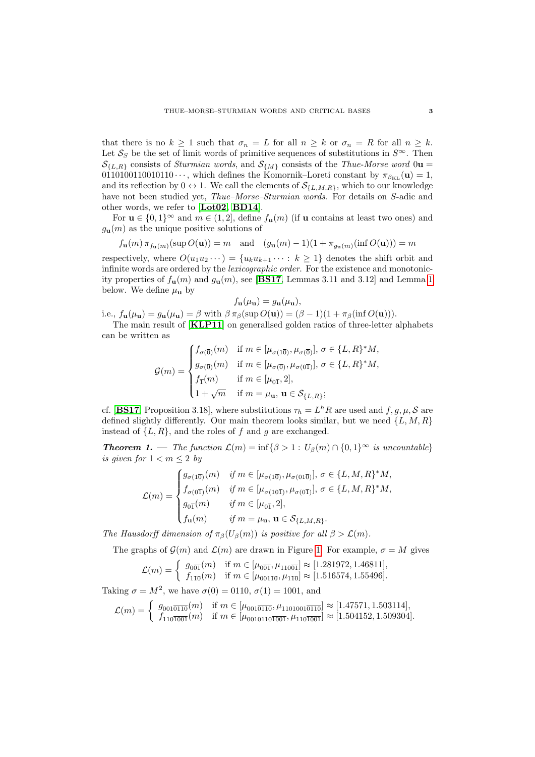that there is no $k \geq 1$ such that $\sigma_n = L$ for all $n \geq k$ or $\sigma_n = R$ for all $n \geq k$. Let $\mathcal{S}_S$ be the set of limit words of primitive sequences of substitutions in $S^\infty$. Then $\mathcal{S}_{\{L,R\}}$ consists of *Sturmian words*, and $\mathcal{S}_{\{M\}}$ consists of the *Thue-Morse word* $0\mathbf{u} = 0110100110010110\cdots$, which defines the Komornik–Loreti constant by $\pi_{\beta_{\mathrm{KL}}}(\mathbf{u}) = 1$, and its reflection by $0 \leftrightarrow 1$. We call the elements of $\mathcal{S}_{\{L,M,R\}}$, which to our knowledge have not been studied yet, *Thue–Morse–Sturmian words*. For details on $S$-adic and other words, we refer to [**Lot02**, **BD14**].

For $\mathbf{u} \in \{0,1\}^\infty$ and $m \in (1,2]$, define $f_\mathbf{u}(m)$ (if $\mathbf{u}$ contains at least two ones) and $g_\mathbf{u}(m)$ as the unique positive solutions of

$$f_\mathbf{u}(m)\, \pi_{f_\mathbf{u}(m)}(\sup O(\mathbf{u})) = m \quad \text{and} \quad (g_\mathbf{u}(m) - 1)(1 + \pi_{g_\mathbf{u}(m)}(\inf O(\mathbf{u}))) = m$$

respectively, where $O(u_1 u_2 \cdots) = \{u_k u_{k+1} \cdots : k \geq 1\}$ denotes the shift orbit and infinite words are ordered by the *lexicographic order*. For the existence and monotonicity properties of $f_\mathbf{u}(m)$ and $g_\mathbf{u}(m)$, see [**BS17**, Lemmas 3.11 and 3.12] and Lemma 1 below. We define $\mu_\mathbf{u}$ by

$$f_\mathbf{u}(\mu_\mathbf{u}) = g_\mathbf{u}(\mu_\mathbf{u}),$$

i.e., $f_\mathbf{u}(\mu_\mathbf{u}) = g_\mathbf{u}(\mu_\mathbf{u}) = \beta$ with $\beta\, \pi_\beta(\sup O(\mathbf{u})) = (\beta - 1)(1 + \pi_\beta(\inf O(\mathbf{u})))$.

The main result of [**KLP11**] on generalised golden ratios of three-letter alphabets can be written as

$$\mathcal{G}(m) = \begin{cases} f_{\sigma(\overline{0})}(m) & \text{if } m \in [\mu_{\sigma(1\overline{0})}, \mu_{\sigma(\overline{0})}],\ \sigma \in \{L,R\}^*M, \\ g_{\sigma(\overline{0})}(m) & \text{if } m \in [\mu_{\sigma(\overline{0})}, \mu_{\sigma(0\overline{1})}],\ \sigma \in \{L,R\}^*M, \\ f_{\overline{1}}(m) & \text{if } m \in [\mu_{0\overline{1}}, 2], \\ 1 + \sqrt{m} & \text{if } m = \mu_\mathbf{u},\ \mathbf{u} \in \mathcal{S}_{\{L,R\}}; \end{cases}$$

cf. [**BS17**, Proposition 3.18], where substitutions $\tau_h = L^h R$ are used and $f, g, \mu, \mathcal{S}$ are defined slightly differently. Our main theorem looks similar, but we need $\{L,M,R\}$ instead of $\{L,R\}$, and the roles of $f$ and $g$ are exchanged.

***Theorem 1.*** — *The function $\mathcal{L}(m) = \inf\{\beta > 1 : U_\beta(m) \cap \{0,1\}^\infty$ is uncountable$\}$ is given for $1 < m \leq 2$ by*

$$\mathcal{L}(m) = \begin{cases} g_{\sigma(1\overline{0})}(m) & \text{if } m \in [\mu_{\sigma(1\overline{0})}, \mu_{\sigma(01\overline{0})}],\ \sigma \in \{L,M,R\}^*M, \\ f_{\sigma(0\overline{1})}(m) & \text{if } m \in [\mu_{\sigma(10\overline{1})}, \mu_{\sigma(0\overline{1})}],\ \sigma \in \{L,M,R\}^*M, \\ g_{0\overline{1}}(m) & \text{if } m \in [\mu_{0\overline{1}}, 2], \\ f_\mathbf{u}(m) & \text{if } m = \mu_\mathbf{u},\ \mathbf{u} \in \mathcal{S}_{\{L,M,R\}}. \end{cases}$$

*The Hausdorff dimension of $\pi_\beta(U_\beta(m))$ is positive for all $\beta > \mathcal{L}(m)$.*

The graphs of $\mathcal{G}(m)$ and $\mathcal{L}(m)$ are drawn in Figure 1. For example, $\sigma = M$ gives

$$\mathcal{L}(m) = \begin{cases} g_{0\overline{01}}(m) & \text{if } m \in [\mu_{0\overline{01}}, \mu_{110\overline{01}}] \approx [1.281972, 1.46811], \\ f_{1\overline{10}}(m) & \text{if } m \in [\mu_{001\overline{10}}, \mu_{1\overline{10}}] \approx [1.516574, 1.55496]. \end{cases}$$

Taking $\sigma = M^2$, we have $\sigma(0) = 0110$, $\sigma(1) = 1001$, and

$$\mathcal{L}(m) = \begin{cases} g_{001\overline{0110}}(m) & \text{if } m \in [\mu_{001\overline{0110}}, \mu_{1101001\overline{0110}}] \approx [1.47571, 1.503114], \\ f_{110\overline{1001}}(m) & \text{if } m \in [\mu_{0010110\overline{1001}}, \mu_{110\overline{1001}}] \approx [1.504152, 1.509304]. \end{cases}$$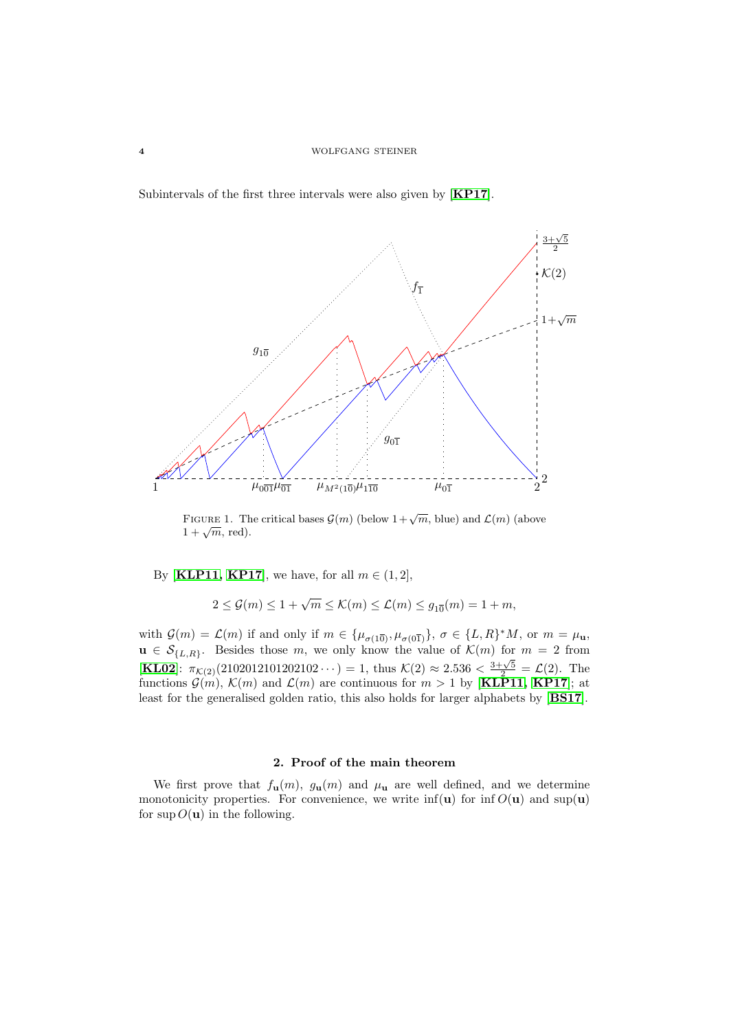Subintervals of the first three intervals were also given by [KP17].

FIGURE 1. The critical bases $\mathcal{G}(m)$ (below $1+\sqrt{m}$, blue) and $\mathcal{L}(m)$ (above $1+\sqrt{m}$, red).

By [KLP11, KP17], we have, for all $m \in (1, 2]$,

$$2 \le \mathcal{G}(m) \le 1 + \sqrt{m} \le \mathcal{K}(m) \le \mathcal{L}(m) \le g_{1\overline{0}}(m) = 1 + m,$$

with $\mathcal{G}(m) = \mathcal{L}(m)$ if and only if $m \in \{\mu_{\sigma(1\overline{0})}, \mu_{\sigma(0\overline{1})}\}$, $\sigma \in \{L, R\}^* M$, or $m = \mu_{\mathbf{u}}$, $\mathbf{u} \in \mathcal{S}_{\{L,R\}}$. Besides those $m$, we only know the value of $\mathcal{K}(m)$ for $m = 2$ from [KL02]: $\pi_{\mathcal{K}(2)}(2102012101202102\cdots) = 1$, thus $\mathcal{K}(2) \approx 2.536 < \frac{3+\sqrt{5}}{2} = \mathcal{L}(2)$. The functions $\mathcal{G}(m)$, $\mathcal{K}(m)$ and $\mathcal{L}(m)$ are continuous for $m > 1$ by [KLP11, KP17]; at least for the generalised golden ratio, this also holds for larger alphabets by [BS17].

## 2. Proof of the main theorem

We first prove that $f_{\mathbf{u}}(m)$, $g_{\mathbf{u}}(m)$ and $\mu_{\mathbf{u}}$ are well defined, and we determine monotonicity properties. For convenience, we write $\inf(\mathbf{u})$ for $\inf O(\mathbf{u})$ and $\sup(\mathbf{u})$ for $\sup O(\mathbf{u})$ in the following.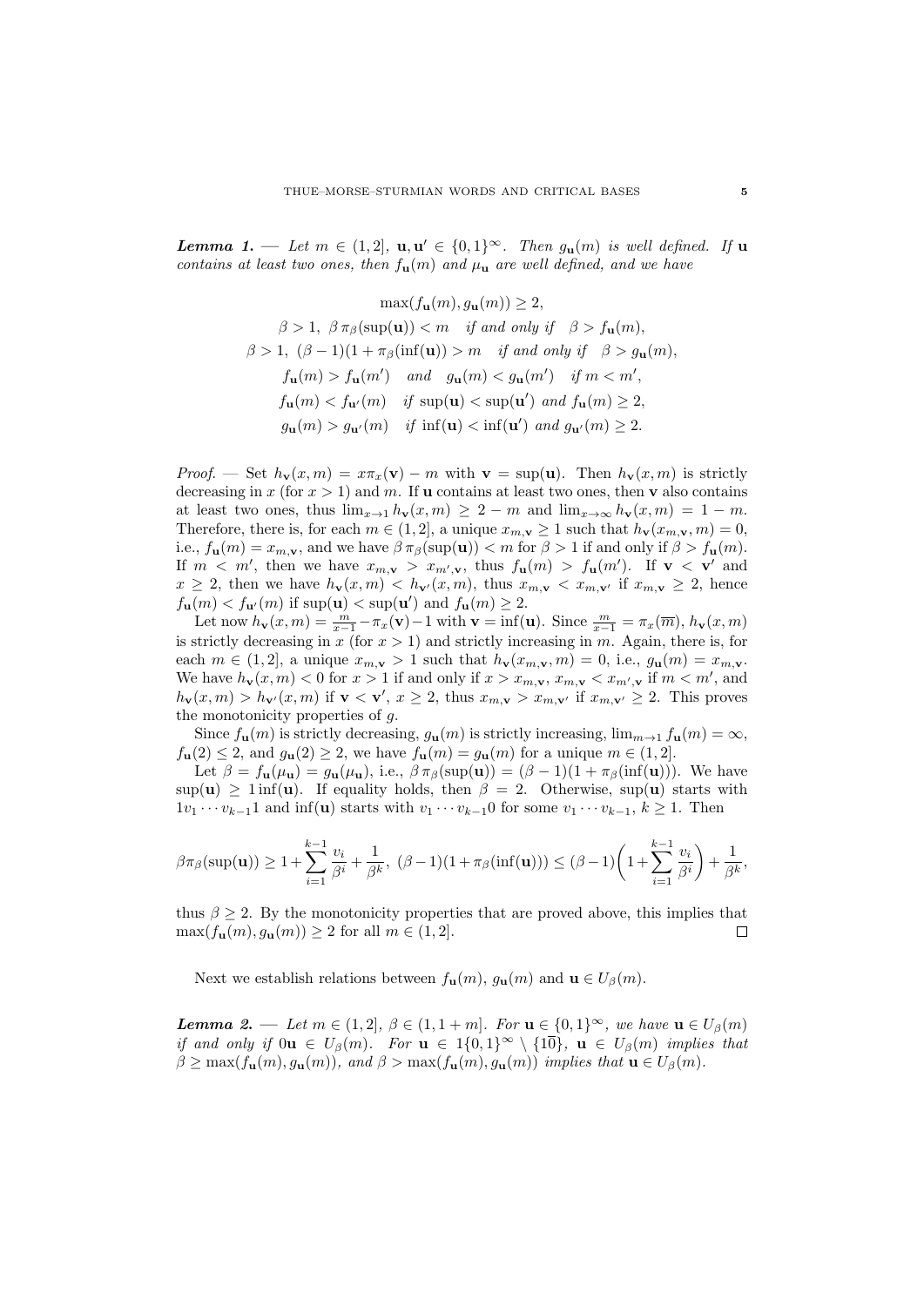**Lemma 1.** — *Let $m \in (1,2]$, $\mathbf{u}, \mathbf{u}' \in \{0,1\}^\infty$. Then $g_{\mathbf{u}}(m)$ is well defined. If $\mathbf{u}$ contains at least two ones, then $f_{\mathbf{u}}(m)$ and $\mu_{\mathbf{u}}$ are well defined, and we have*

$$\max(f_{\mathbf{u}}(m), g_{\mathbf{u}}(m)) \geq 2,$$
$$\beta > 1,\ \beta\, \pi_\beta(\sup(\mathbf{u})) < m \quad \text{if and only if} \quad \beta > f_{\mathbf{u}}(m),$$
$$\beta > 1,\ (\beta - 1)(1 + \pi_\beta(\inf(\mathbf{u})) > m \quad \text{if and only if} \quad \beta > g_{\mathbf{u}}(m),$$
$$f_{\mathbf{u}}(m) > f_{\mathbf{u}}(m') \quad \text{and} \quad g_{\mathbf{u}}(m) < g_{\mathbf{u}}(m') \quad \text{if } m < m',$$
$$f_{\mathbf{u}}(m) < f_{\mathbf{u}'}(m) \quad \text{if } \sup(\mathbf{u}) < \sup(\mathbf{u}') \text{ and } f_{\mathbf{u}}(m) \geq 2,$$
$$g_{\mathbf{u}}(m) > g_{\mathbf{u}'}(m) \quad \text{if } \inf(\mathbf{u}) < \inf(\mathbf{u}') \text{ and } g_{\mathbf{u}'}(m) \geq 2.$$

*Proof.* — Set $h_{\mathbf{v}}(x,m) = x\pi_x(\mathbf{v}) - m$ with $\mathbf{v} = \sup(\mathbf{u})$. Then $h_{\mathbf{v}}(x,m)$ is strictly decreasing in $x$ (for $x > 1$) and $m$. If $\mathbf{u}$ contains at least two ones, then $\mathbf{v}$ also contains at least two ones, thus $\lim_{x\to 1} h_{\mathbf{v}}(x,m) \geq 2 - m$ and $\lim_{x\to\infty} h_{\mathbf{v}}(x,m) = 1 - m$. Therefore, there is, for each $m \in (1,2]$, a unique $x_{m,\mathbf{v}} \geq 1$ such that $h_{\mathbf{v}}(x_{m,\mathbf{v}}, m) = 0$, i.e., $f_{\mathbf{u}}(m) = x_{m,\mathbf{v}}$, and we have $\beta\,\pi_\beta(\sup(\mathbf{u})) < m$ for $\beta > 1$ if and only if $\beta > f_{\mathbf{u}}(m)$. If $m < m'$, then we have $x_{m,\mathbf{v}} > x_{m',\mathbf{v}}$, thus $f_{\mathbf{u}}(m) > f_{\mathbf{u}}(m')$. If $\mathbf{v} < \mathbf{v}'$ and $x \geq 2$, then we have $h_{\mathbf{v}}(x,m) < h_{\mathbf{v}'}(x,m)$, thus $x_{m,\mathbf{v}} < x_{m,\mathbf{v}'}$ if $x_{m,\mathbf{v}} \geq 2$, hence $f_{\mathbf{u}}(m) < f_{\mathbf{u}'}(m)$ if $\sup(\mathbf{u}) < \sup(\mathbf{u}')$ and $f_{\mathbf{u}}(m) \geq 2$.

Let now $h_{\mathbf{v}}(x,m) = \frac{m}{x-1} - \pi_x(\mathbf{v}) - 1$ with $\mathbf{v} = \inf(\mathbf{u})$. Since $\frac{m}{x-1} = \pi_x(\overline{m})$, $h_{\mathbf{v}}(x,m)$ is strictly decreasing in $x$ (for $x > 1$) and strictly increasing in $m$. Again, there is, for each $m \in (1,2]$, a unique $x_{m,\mathbf{v}} > 1$ such that $h_{\mathbf{v}}(x_{m,\mathbf{v}}, m) = 0$, i.e., $g_{\mathbf{u}}(m) = x_{m,\mathbf{v}}$. We have $h_{\mathbf{v}}(x,m) < 0$ for $x > 1$ if and only if $x > x_{m,\mathbf{v}}$, $x_{m,\mathbf{v}} < x_{m',\mathbf{v}}$ if $m < m'$, and $h_{\mathbf{v}}(x,m) > h_{\mathbf{v}'}(x,m)$ if $\mathbf{v} < \mathbf{v}'$, $x \geq 2$, thus $x_{m,\mathbf{v}} > x_{m,\mathbf{v}'}$ if $x_{m,\mathbf{v}'} \geq 2$. This proves the monotonicity properties of $g$.

Since $f_{\mathbf{u}}(m)$ is strictly decreasing, $g_{\mathbf{u}}(m)$ is strictly increasing, $\lim_{m\to 1} f_{\mathbf{u}}(m) = \infty$, $f_{\mathbf{u}}(2) \leq 2$, and $g_{\mathbf{u}}(2) \geq 2$, we have $f_{\mathbf{u}}(m) = g_{\mathbf{u}}(m)$ for a unique $m \in (1,2]$.

Let $\beta = f_{\mathbf{u}}(\mu_{\mathbf{u}}) = g_{\mathbf{u}}(\mu_{\mathbf{u}})$, i.e., $\beta\,\pi_\beta(\sup(\mathbf{u})) = (\beta - 1)(1 + \pi_\beta(\inf(\mathbf{u})))$. We have $\sup(\mathbf{u}) \geq 1\inf(\mathbf{u})$. If equality holds, then $\beta = 2$. Otherwise, $\sup(\mathbf{u})$ starts with $1v_1\cdots v_{k-1}1$ and $\inf(\mathbf{u})$ starts with $v_1\cdots v_{k-1}0$ for some $v_1\cdots v_{k-1}$, $k \geq 1$. Then

$$\beta\pi_\beta(\sup(\mathbf{u})) \geq 1 + \sum_{i=1}^{k-1}\frac{v_i}{\beta^i} + \frac{1}{\beta^k},\ (\beta-1)(1+\pi_\beta(\inf(\mathbf{u}))) \leq (\beta-1)\left(1 + \sum_{i=1}^{k-1}\frac{v_i}{\beta^i}\right) + \frac{1}{\beta^k},$$

thus $\beta \geq 2$. By the monotonicity properties that are proved above, this implies that $\max(f_{\mathbf{u}}(m), g_{\mathbf{u}}(m)) \geq 2$ for all $m \in (1,2]$. $\square$

Next we establish relations between $f_{\mathbf{u}}(m)$, $g_{\mathbf{u}}(m)$ and $\mathbf{u} \in U_\beta(m)$.

**Lemma 2.** — *Let $m \in (1,2]$, $\beta \in (1, 1+m]$. For $\mathbf{u} \in \{0,1\}^\infty$, we have $\mathbf{u} \in U_\beta(m)$ if and only if $0\mathbf{u} \in U_\beta(m)$. For $\mathbf{u} \in 1\{0,1\}^\infty \setminus \{1\overline{0}\}$, $\mathbf{u} \in U_\beta(m)$ implies that $\beta \geq \max(f_{\mathbf{u}}(m), g_{\mathbf{u}}(m))$, and $\beta > \max(f_{\mathbf{u}}(m), g_{\mathbf{u}}(m))$ implies that $\mathbf{u} \in U_\beta(m)$.*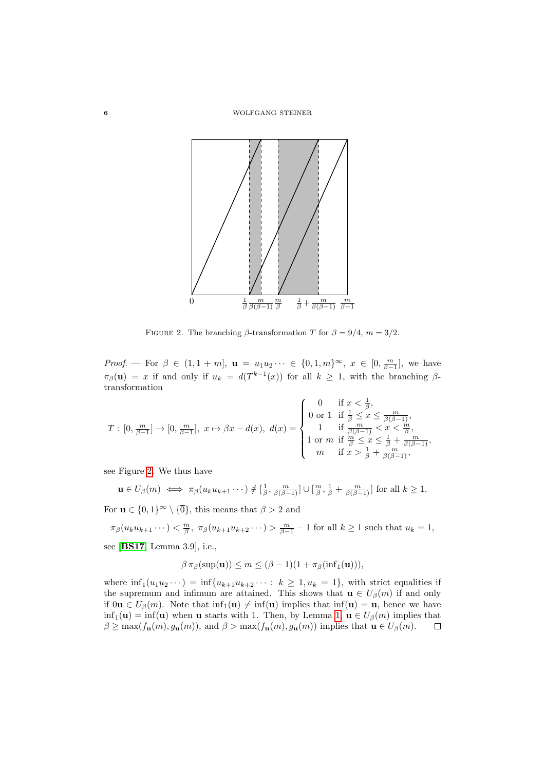Figure 2. The branching $\beta$-transformation $T$ for $\beta = 9/4$, $m = 3/2$.

*Proof*. — For $\beta \in (1, 1+m]$, $\mathbf{u} = u_1 u_2 \cdots \in \{0, 1, m\}^\infty$, $x \in [0, \frac{m}{\beta-1}]$, we have $\pi_\beta(\mathbf{u}) = x$ if and only if $u_k = d(T^{k-1}(x))$ for all $k \geq 1$, with the branching $\beta$-transformation

$$T : [0, \tfrac{m}{\beta-1}] \to [0, \tfrac{m}{\beta-1}],\ x \mapsto \beta x - d(x),\ d(x) = \begin{cases} 0 & \text{if } x < \frac{1}{\beta}, \\ 0 \text{ or } 1 & \text{if } \frac{1}{\beta} \leq x \leq \frac{m}{\beta(\beta-1)}, \\ 1 & \text{if } \frac{m}{\beta(\beta-1)} < x < \frac{m}{\beta}, \\ 1 \text{ or } m & \text{if } \frac{m}{\beta} \leq x \leq \frac{1}{\beta} + \frac{m}{\beta(\beta-1)}, \\ m & \text{if } x > \frac{1}{\beta} + \frac{m}{\beta(\beta-1)}, \end{cases}$$

see Figure 2. We thus have

$$\mathbf{u} \in U_\beta(m) \iff \pi_\beta(u_k u_{k+1} \cdots) \notin [\tfrac{1}{\beta}, \tfrac{m}{\beta(\beta-1)}] \cup [\tfrac{m}{\beta}, \tfrac{1}{\beta} + \tfrac{m}{\beta(\beta-1)}] \text{ for all } k \geq 1.$$

For $\mathbf{u} \in \{0, 1\}^\infty \setminus \{\overline{0}\}$, this means that $\beta > 2$ and

$$\pi_\beta(u_k u_{k+1} \cdots) < \tfrac{m}{\beta},\ \pi_\beta(u_{k+1} u_{k+2} \cdots) > \tfrac{m}{\beta-1} - 1 \text{ for all } k \geq 1 \text{ such that } u_k = 1,$$

see [**BS17**, Lemma 3.9], i.e.,

$$\beta\, \pi_\beta(\sup(\mathbf{u})) \leq m \leq (\beta - 1)(1 + \pi_\beta(\inf{}_1(\mathbf{u}))),$$

where $\inf_1(u_1 u_2 \cdots) = \inf\{u_{k+1} u_{k+2} \cdots :\ k \geq 1, u_k = 1\}$, with strict equalities if the supremum and infimum are attained. This shows that $\mathbf{u} \in U_\beta(m)$ if and only if $0\mathbf{u} \in U_\beta(m)$. Note that $\inf_1(\mathbf{u}) \neq \inf(\mathbf{u})$ implies that $\inf(\mathbf{u}) = \mathbf{u}$, hence we have $\inf_1(\mathbf{u}) = \inf(\mathbf{u})$ when $\mathbf{u}$ starts with 1. Then, by Lemma 1, $\mathbf{u} \in U_\beta(m)$ implies that $\beta \geq \max(f_{\mathbf{u}}(m), g_{\mathbf{u}}(m))$, and $\beta > \max(f_{\mathbf{u}}(m), g_{\mathbf{u}}(m))$ implies that $\mathbf{u} \in U_\beta(m)$. □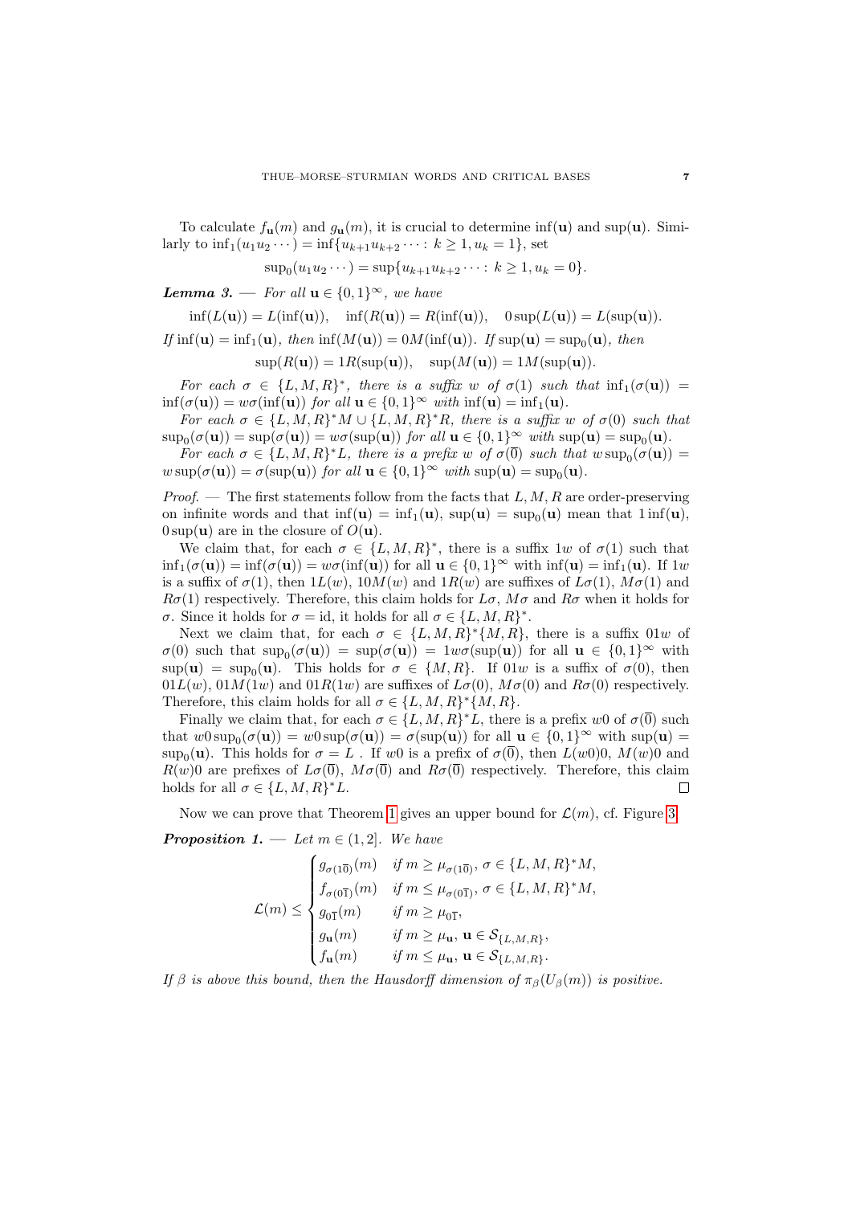To calculate $f_{\mathbf{u}}(m)$ and $g_{\mathbf{u}}(m)$, it is crucial to determine $\inf(\mathbf{u})$ and $\sup(\mathbf{u})$. Similarly to $\inf_1(u_1u_2\cdots) = \inf\{u_{k+1}u_{k+2}\cdots :\, k \ge 1, u_k = 1\}$, set

$$\sup\nolimits_0(u_1u_2\cdots) = \sup\{u_{k+1}u_{k+2}\cdots :\, k \ge 1, u_k = 0\}.$$

***Lemma 3.*** — *For all $\mathbf{u} \in \{0,1\}^\infty$, we have*

$$\inf(L(\mathbf{u})) = L(\inf(\mathbf{u})), \quad \inf(R(\mathbf{u})) = R(\inf(\mathbf{u})), \quad 0\sup(L(\mathbf{u})) = L(\sup(\mathbf{u})).$$

*If $\inf(\mathbf{u}) = \inf_1(\mathbf{u})$, then $\inf(M(\mathbf{u})) = 0M(\inf(\mathbf{u}))$. If $\sup(\mathbf{u}) = \sup_0(\mathbf{u})$, then*

$$\sup(R(\mathbf{u})) = 1R(\sup(\mathbf{u})), \quad \sup(M(\mathbf{u})) = 1M(\sup(\mathbf{u})).$$

*For each $\sigma \in \{L,M,R\}^*$, there is a suffix $w$ of $\sigma(1)$ such that $\inf_1(\sigma(\mathbf{u})) = \inf(\sigma(\mathbf{u})) = w\sigma(\inf(\mathbf{u}))$ for all $\mathbf{u} \in \{0,1\}^\infty$ with $\inf(\mathbf{u}) = \inf_1(\mathbf{u})$.*

*For each $\sigma \in \{L,M,R\}^*M \cup \{L,M,R\}^*R$, there is a suffix $w$ of $\sigma(0)$ such that $\sup_0(\sigma(\mathbf{u})) = \sup(\sigma(\mathbf{u})) = w\sigma(\sup(\mathbf{u}))$ for all $\mathbf{u} \in \{0,1\}^\infty$ with $\sup(\mathbf{u}) = \sup_0(\mathbf{u})$.*

*For each $\sigma \in \{L,M,R\}^*L$, there is a prefix $w$ of $\sigma(\overline{0})$ such that $w\sup_0(\sigma(\mathbf{u})) = w\sup(\sigma(\mathbf{u})) = \sigma(\sup(\mathbf{u}))$ for all $\mathbf{u} \in \{0,1\}^\infty$ with $\sup(\mathbf{u}) = \sup_0(\mathbf{u})$.*

*Proof.* — The first statements follow from the facts that $L, M, R$ are order-preserving on infinite words and that $\inf(\mathbf{u}) = \inf_1(\mathbf{u})$, $\sup(\mathbf{u}) = \sup_0(\mathbf{u})$ mean that $1\inf(\mathbf{u})$, $0\sup(\mathbf{u})$ are in the closure of $O(\mathbf{u})$.

We claim that, for each $\sigma \in \{L,M,R\}^*$, there is a suffix $1w$ of $\sigma(1)$ such that $\inf_1(\sigma(\mathbf{u})) = \inf(\sigma(\mathbf{u})) = w\sigma(\inf(\mathbf{u}))$ for all $\mathbf{u} \in \{0,1\}^\infty$ with $\inf(\mathbf{u}) = \inf_1(\mathbf{u})$. If $1w$ is a suffix of $\sigma(1)$, then $1L(w)$, $10M(w)$ and $1R(w)$ are suffixes of $L\sigma(1)$, $M\sigma(1)$ and $R\sigma(1)$ respectively. Therefore, this claim holds for $L\sigma$, $M\sigma$ and $R\sigma$ when it holds for $\sigma$. Since it holds for $\sigma = \mathrm{id}$, it holds for all $\sigma \in \{L,M,R\}^*$.

Next we claim that, for each $\sigma \in \{L,M,R\}^*\{M,R\}$, there is a suffix $01w$ of $\sigma(0)$ such that $\sup_0(\sigma(\mathbf{u})) = \sup(\sigma(\mathbf{u})) = 1w\sigma(\sup(\mathbf{u}))$ for all $\mathbf{u} \in \{0,1\}^\infty$ with $\sup(\mathbf{u}) = \sup_0(\mathbf{u})$. This holds for $\sigma \in \{M,R\}$. If $01w$ is a suffix of $\sigma(0)$, then $01L(w)$, $01M(1w)$ and $01R(1w)$ are suffixes of $L\sigma(0)$, $M\sigma(0)$ and $R\sigma(0)$ respectively. Therefore, this claim holds for all $\sigma \in \{L,M,R\}^*\{M,R\}$.

Finally we claim that, for each $\sigma \in \{L,M,R\}^*L$, there is a prefix $w0$ of $\sigma(\overline{0})$ such that $w0\sup_0(\sigma(\mathbf{u})) = w0\sup(\sigma(\mathbf{u})) = \sigma(\sup(\mathbf{u}))$ for all $\mathbf{u} \in \{0,1\}^\infty$ with $\sup(\mathbf{u}) = \sup_0(\mathbf{u})$. This holds for $\sigma = L$ . If $w0$ is a prefix of $\sigma(\overline{0})$, then $L(w0)0$, $M(w)0$ and $R(w)0$ are prefixes of $L\sigma(\overline{0})$, $M\sigma(\overline{0})$ and $R\sigma(\overline{0})$ respectively. Therefore, this claim holds for all $\sigma \in \{L,M,R\}^*L$. $\square$

Now we can prove that Theorem 1 gives an upper bound for $\mathcal{L}(m)$, cf. Figure 3.

***Proposition 1.*** — *Let $m \in (1,2]$. We have*

$$\mathcal{L}(m) \le \begin{cases} g_{\sigma(1\overline{0})}(m) & \text{if } m \ge \mu_{\sigma(1\overline{0})},\ \sigma \in \{L,M,R\}^*M, \\ f_{\sigma(0\overline{1})}(m) & \text{if } m \le \mu_{\sigma(0\overline{1})},\ \sigma \in \{L,M,R\}^*M, \\ g_{0\overline{1}}(m) & \text{if } m \ge \mu_{0\overline{1}}, \\ g_{\mathbf{u}}(m) & \text{if } m \ge \mu_{\mathbf{u}},\ \mathbf{u} \in \mathcal{S}_{\{L,M,R\}}, \\ f_{\mathbf{u}}(m) & \text{if } m \le \mu_{\mathbf{u}},\ \mathbf{u} \in \mathcal{S}_{\{L,M,R\}}. \end{cases}$$

*If $\beta$ is above this bound, then the Hausdorff dimension of $\pi_\beta(U_\beta(m))$ is positive.*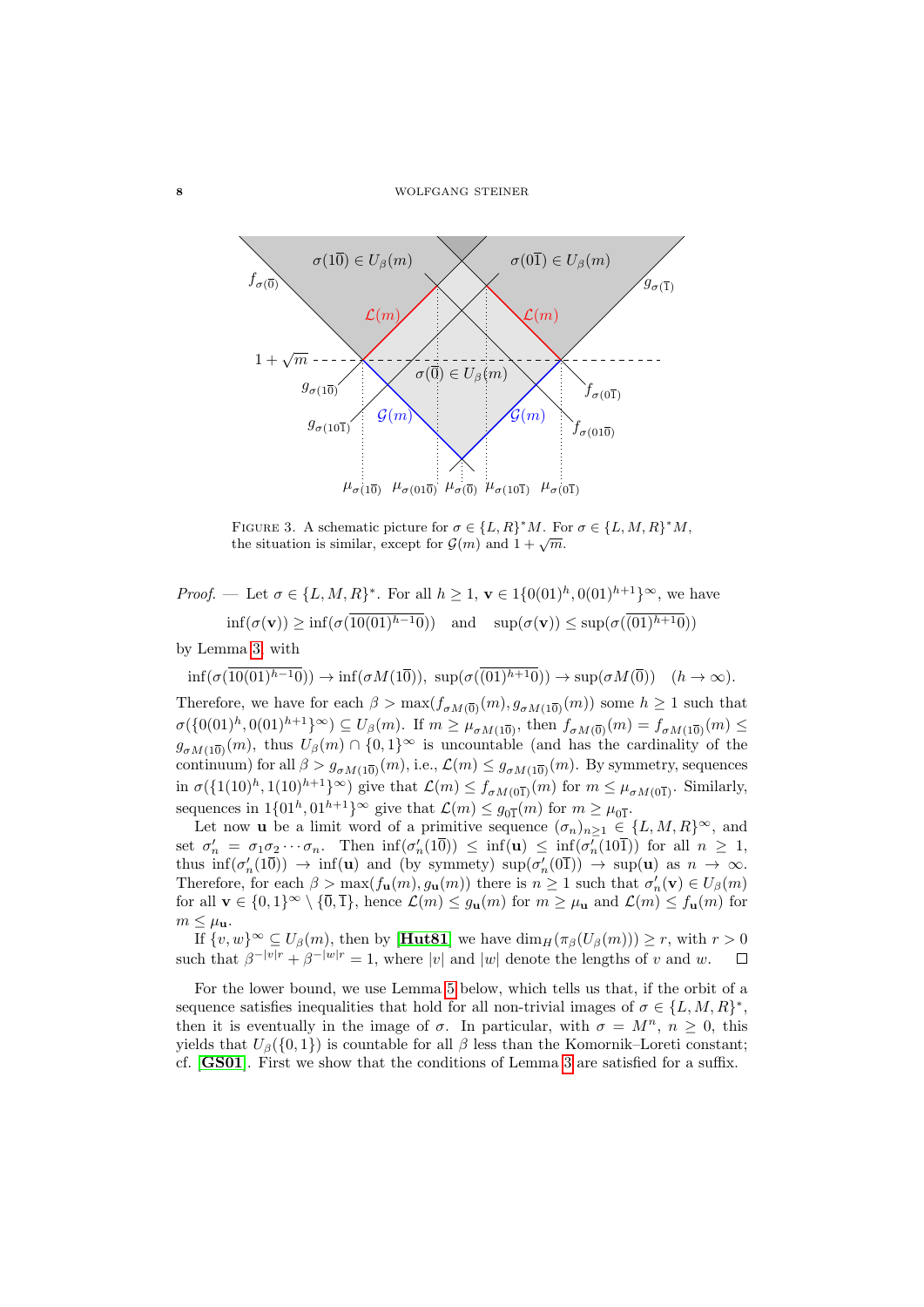FIGURE 3. A schematic picture for $\sigma \in \{L,R\}^*M$. For $\sigma \in \{L,M,R\}^*M$, the situation is similar, except for $\mathcal{G}(m)$ and $1+\sqrt{m}$.

*Proof.* — Let $\sigma \in \{L,M,R\}^*$. For all $h \ge 1$, $\mathbf{v} \in 1\{0(01)^h, 0(01)^{h+1}\}^\infty$, we have

$$\inf(\sigma(\mathbf{v})) \ge \inf(\sigma(\overline{10(01)^{h-1}0})) \quad \text{and} \quad \sup(\sigma(\mathbf{v})) \le \sup(\sigma(\overline{(01)^{h+1}0}))$$

by Lemma 3 with

$$\inf(\sigma(\overline{10(01)^{h-1}0})) \to \inf(\sigma M(1\overline{0})),\ \sup(\sigma(\overline{(01)^{h+1}0})) \to \sup(\sigma M(\overline{0})) \quad (h \to \infty).$$

Therefore, we have for each $\beta > \max(f_{\sigma M(\overline{0})}(m), g_{\sigma M(1\overline{0})}(m))$ some $h \ge 1$ such that $\sigma(\{0(01)^h, 0(01)^{h+1}\}^\infty) \subseteq U_\beta(m)$. If $m \ge \mu_{\sigma M(1\overline{0})}$, then $f_{\sigma M(\overline{0})}(m) = f_{\sigma M(1\overline{0})}(m) \le g_{\sigma M(1\overline{0})}(m)$, thus $U_\beta(m) \cap \{0,1\}^\infty$ is uncountable (and has the cardinality of the continuum) for all $\beta > g_{\sigma M(1\overline{0})}(m)$, i.e., $\mathcal{L}(m) \le g_{\sigma M(1\overline{0})}(m)$. By symmetry, sequences in $\sigma(\{1(10)^h, 1(10)^{h+1}\}^\infty)$ give that $\mathcal{L}(m) \le f_{\sigma M(0\overline{1})}(m)$ for $m \le \mu_{\sigma M(0\overline{1})}$. Similarly, sequences in $1\{01^h, 01^{h+1}\}^\infty$ give that $\mathcal{L}(m) \le g_{0\overline{1}}(m)$ for $m \ge \mu_{0\overline{1}}$.

Let now $\mathbf{u}$ be a limit word of a primitive sequence $(\sigma_n)_{n\ge1} \in \{L,M,R\}^\infty$, and set $\sigma'_n = \sigma_1\sigma_2\cdots\sigma_n$. Then $\inf(\sigma'_n(1\overline{0})) \le \inf(\mathbf{u}) \le \inf(\sigma'_n(10\overline{1}))$ for all $n \ge 1$, thus $\inf(\sigma'_n(1\overline{0})) \to \inf(\mathbf{u})$ and (by symmetry) $\sup(\sigma'_n(0\overline{1})) \to \sup(\mathbf{u})$ as $n \to \infty$. Therefore, for each $\beta > \max(f_{\mathbf{u}}(m), g_{\mathbf{u}}(m))$ there is $n \ge 1$ such that $\sigma'_n(\mathbf{v}) \in U_\beta(m)$ for all $\mathbf{v} \in \{0,1\}^\infty \setminus \{\overline{0}, \overline{1}\}$, hence $\mathcal{L}(m) \le g_{\mathbf{u}}(m)$ for $m \ge \mu_{\mathbf{u}}$ and $\mathcal{L}(m) \le f_{\mathbf{u}}(m)$ for $m \le \mu_{\mathbf{u}}$.

If $\{v,w\}^\infty \subseteq U_\beta(m)$, then by [Hut81] we have $\dim_H(\pi_\beta(U_\beta(m))) \ge r$, with $r > 0$ such that $\beta^{-|v|r} + \beta^{-|w|r} = 1$, where $|v|$ and $|w|$ denote the lengths of $v$ and $w$. $\square$

For the lower bound, we use Lemma 5 below, which tells us that, if the orbit of a sequence satisfies inequalities that hold for all non-trivial images of $\sigma \in \{L,M,R\}^*$, then it is eventually in the image of $\sigma$. In particular, with $\sigma = M^n$, $n \ge 0$, this yields that $U_\beta(\{0,1\})$ is countable for all $\beta$ less than the Komornik–Loreti constant; cf. [GS01]. First we show that the conditions of Lemma 3 are satisfied for a suffix.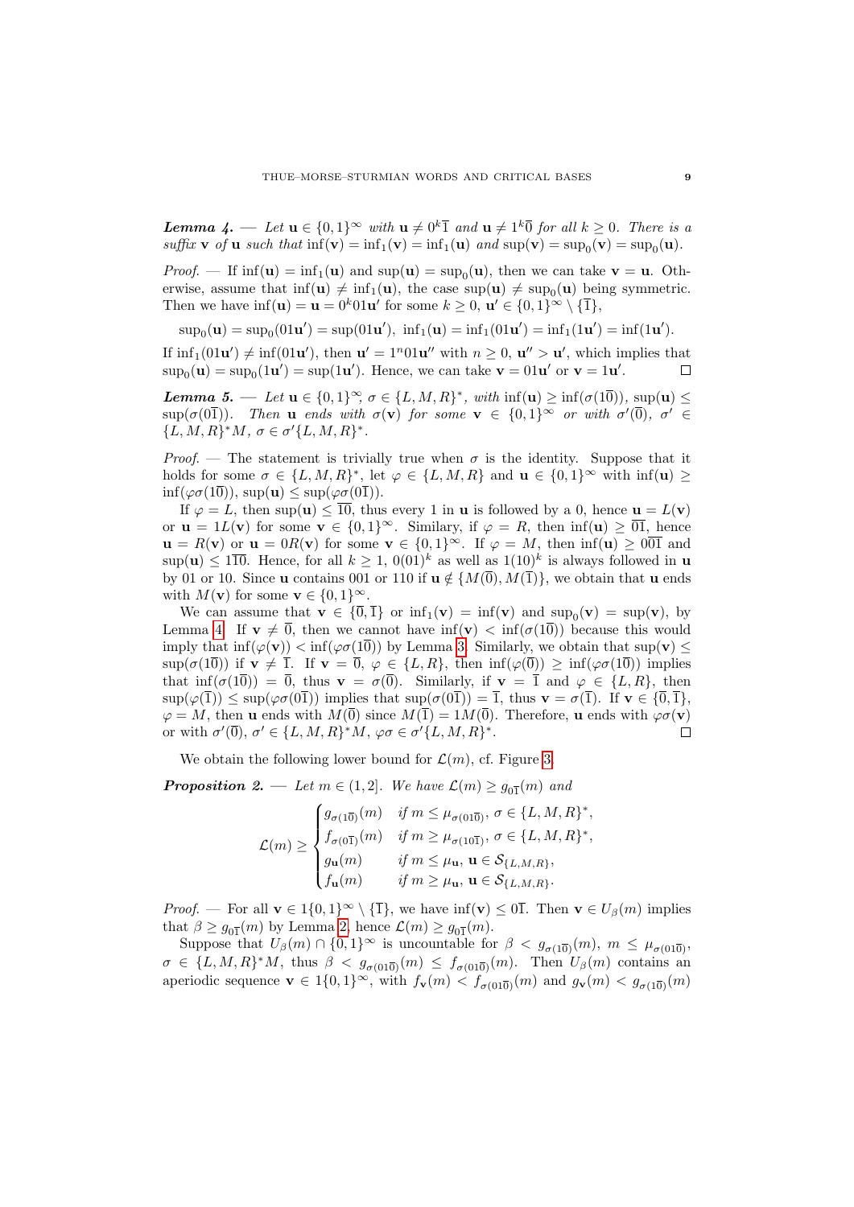***Lemma 4.*** — *Let $\mathbf{u} \in \{0,1\}^\infty$ with $\mathbf{u} \neq 0^k\overline{1}$ and $\mathbf{u} \neq 1^k\overline{0}$ for all $k \geq 0$. There is a suffix $\mathbf{v}$ of $\mathbf{u}$ such that $\inf(\mathbf{v}) = \inf_1(\mathbf{v}) = \inf_1(\mathbf{u})$ and $\sup(\mathbf{v}) = \sup_0(\mathbf{v}) = \sup_0(\mathbf{u})$.*

*Proof.* — If $\inf(\mathbf{u}) = \inf_1(\mathbf{u})$ and $\sup(\mathbf{u}) = \sup_0(\mathbf{u})$, then we can take $\mathbf{v} = \mathbf{u}$. Otherwise, assume that $\inf(\mathbf{u}) \neq \inf_1(\mathbf{u})$, the case $\sup(\mathbf{u}) \neq \sup_0(\mathbf{u})$ being symmetric. Then we have $\inf(\mathbf{u}) = \mathbf{u} = 0^k01\mathbf{u}'$ for some $k \geq 0$, $\mathbf{u}' \in \{0,1\}^\infty \setminus \{\overline{1}\}$,

$$\sup\nolimits_0(\mathbf{u}) = \sup\nolimits_0(01\mathbf{u}') = \sup(01\mathbf{u}'),\ \inf\nolimits_1(\mathbf{u}) = \inf\nolimits_1(01\mathbf{u}') = \inf\nolimits_1(1\mathbf{u}') = \inf(1\mathbf{u}').$$

If $\inf_1(01\mathbf{u}') \neq \inf(01\mathbf{u}')$, then $\mathbf{u}' = 1^n01\mathbf{u}''$ with $n \geq 0$, $\mathbf{u}'' > \mathbf{u}'$, which implies that $\sup_0(\mathbf{u}) = \sup_0(1\mathbf{u}') = \sup(1\mathbf{u}')$. Hence, we can take $\mathbf{v} = 01\mathbf{u}'$ or $\mathbf{v} = 1\mathbf{u}'$. $\square$

***Lemma 5.*** — *Let $\mathbf{u} \in \{0,1\}^\infty$, $\sigma \in \{L,M,R\}^*$, with $\inf(\mathbf{u}) \geq \inf(\sigma(1\overline{0}))$, $\sup(\mathbf{u}) \leq \sup(\sigma(0\overline{1}))$. Then $\mathbf{u}$ ends with $\sigma(\mathbf{v})$ for some $\mathbf{v} \in \{0,1\}^\infty$ or with $\sigma'(\overline{0})$, $\sigma' \in \{L,M,R\}^*M$, $\sigma \in \sigma'\{L,M,R\}^*$.*

*Proof.* — The statement is trivially true when $\sigma$ is the identity. Suppose that it holds for some $\sigma \in \{L,M,R\}^*$, let $\varphi \in \{L,M,R\}$ and $\mathbf{u} \in \{0,1\}^\infty$ with $\inf(\mathbf{u}) \geq \inf(\varphi\sigma(1\overline{0}))$, $\sup(\mathbf{u}) \leq \sup(\varphi\sigma(0\overline{1}))$.

If $\varphi = L$, then $\sup(\mathbf{u}) \leq \overline{10}$, thus every 1 in $\mathbf{u}$ is followed by a 0, hence $\mathbf{u} = L(\mathbf{v})$ or $\mathbf{u} = 1L(\mathbf{v})$ for some $\mathbf{v} \in \{0,1\}^\infty$. Similary, if $\varphi = R$, then $\inf(\mathbf{u}) \geq \overline{01}$, hence $\mathbf{u} = R(\mathbf{v})$ or $\mathbf{u} = 0R(\mathbf{v})$ for some $\mathbf{v} \in \{0,1\}^\infty$. If $\varphi = M$, then $\inf(\mathbf{u}) \geq 0\overline{01}$ and $\sup(\mathbf{u}) \leq 1\overline{10}$. Hence, for all $k \geq 1$, $0(01)^k$ as well as $1(10)^k$ is always followed in $\mathbf{u}$ by 01 or 10. Since $\mathbf{u}$ contains 001 or 110 if $\mathbf{u} \notin \{M(\overline{0}), M(\overline{1})\}$, we obtain that $\mathbf{u}$ ends with $M(\mathbf{v})$ for some $\mathbf{v} \in \{0,1\}^\infty$.

We can assume that $\mathbf{v} \in \{\overline{0}, \overline{1}\}$ or $\inf_1(\mathbf{v}) = \inf(\mathbf{v})$ and $\sup_0(\mathbf{v}) = \sup(\mathbf{v})$, by Lemma 4. If $\mathbf{v} \neq \overline{0}$, then we cannot have $\inf(\mathbf{v}) < \inf(\sigma(1\overline{0}))$ because this would imply that $\inf(\varphi(\mathbf{v})) < \inf(\varphi\sigma(1\overline{0}))$ by Lemma 3. Similarly, we obtain that $\sup(\mathbf{v}) \leq \sup(\sigma(1\overline{0}))$ if $\mathbf{v} \neq \overline{1}$. If $\mathbf{v} = \overline{0}$, $\varphi \in \{L,R\}$, then $\inf(\varphi(\overline{0})) \geq \inf(\varphi\sigma(1\overline{0}))$ implies that $\inf(\sigma(1\overline{0})) = \overline{0}$, thus $\mathbf{v} = \sigma(\overline{0})$. Similarly, if $\mathbf{v} = \overline{1}$ and $\varphi \in \{L,R\}$, then $\sup(\varphi(\overline{1})) \leq \sup(\varphi\sigma(0\overline{1}))$ implies that $\sup(\sigma(0\overline{1})) = \overline{1}$, thus $\mathbf{v} = \sigma(\overline{1})$. If $\mathbf{v} \in \{\overline{0}, \overline{1}\}$, $\varphi = M$, then $\mathbf{u}$ ends with $M(\overline{0})$ since $M(\overline{1}) = 1M(\overline{0})$. Therefore, $\mathbf{u}$ ends with $\varphi\sigma(\mathbf{v})$ or with $\sigma'(\overline{0})$, $\sigma' \in \{L,M,R\}^*M$, $\varphi\sigma \in \sigma'\{L,M,R\}^*$. $\square$

We obtain the following lower bound for $\mathcal{L}(m)$, cf. Figure 3.

***Proposition 2.*** — *Let $m \in (1,2]$. We have $\mathcal{L}(m) \geq g_{0\overline{1}}(m)$ and*

$$\mathcal{L}(m) \geq \begin{cases} g_{\sigma(1\overline{0})}(m) & \text{if } m \leq \mu_{\sigma(01\overline{0})},\ \sigma \in \{L,M,R\}^*, \\ f_{\sigma(0\overline{1})}(m) & \text{if } m \geq \mu_{\sigma(10\overline{1})},\ \sigma \in \{L,M,R\}^*, \\ g_{\mathbf{u}}(m) & \text{if } m \leq \mu_{\mathbf{u}},\ \mathbf{u} \in \mathcal{S}_{\{L,M,R\}}, \\ f_{\mathbf{u}}(m) & \text{if } m \geq \mu_{\mathbf{u}},\ \mathbf{u} \in \mathcal{S}_{\{L,M,R\}}. \end{cases}$$

*Proof.* — For all $\mathbf{v} \in 1\{0,1\}^\infty \setminus \{\overline{1}\}$, we have $\inf(\mathbf{v}) \leq 0\overline{1}$. Then $\mathbf{v} \in U_\beta(m)$ implies that $\beta \geq g_{0\overline{1}}(m)$ by Lemma 2, hence $\mathcal{L}(m) \geq g_{0\overline{1}}(m)$.

Suppose that $U_\beta(m) \cap \{0,1\}^\infty$ is uncountable for $\beta < g_{\sigma(1\overline{0})}(m)$, $m \leq \mu_{\sigma(01\overline{0})}$, $\sigma \in \{L,M,R\}^*M$, thus $\beta < g_{\sigma(01\overline{0})}(m) \leq f_{\sigma(01\overline{0})}(m)$. Then $U_\beta(m)$ contains an aperiodic sequence $\mathbf{v} \in 1\{0,1\}^\infty$, with $f_{\mathbf{v}}(m) < f_{\sigma(01\overline{0})}(m)$ and $g_{\mathbf{v}}(m) < g_{\sigma(1\overline{0})}(m)$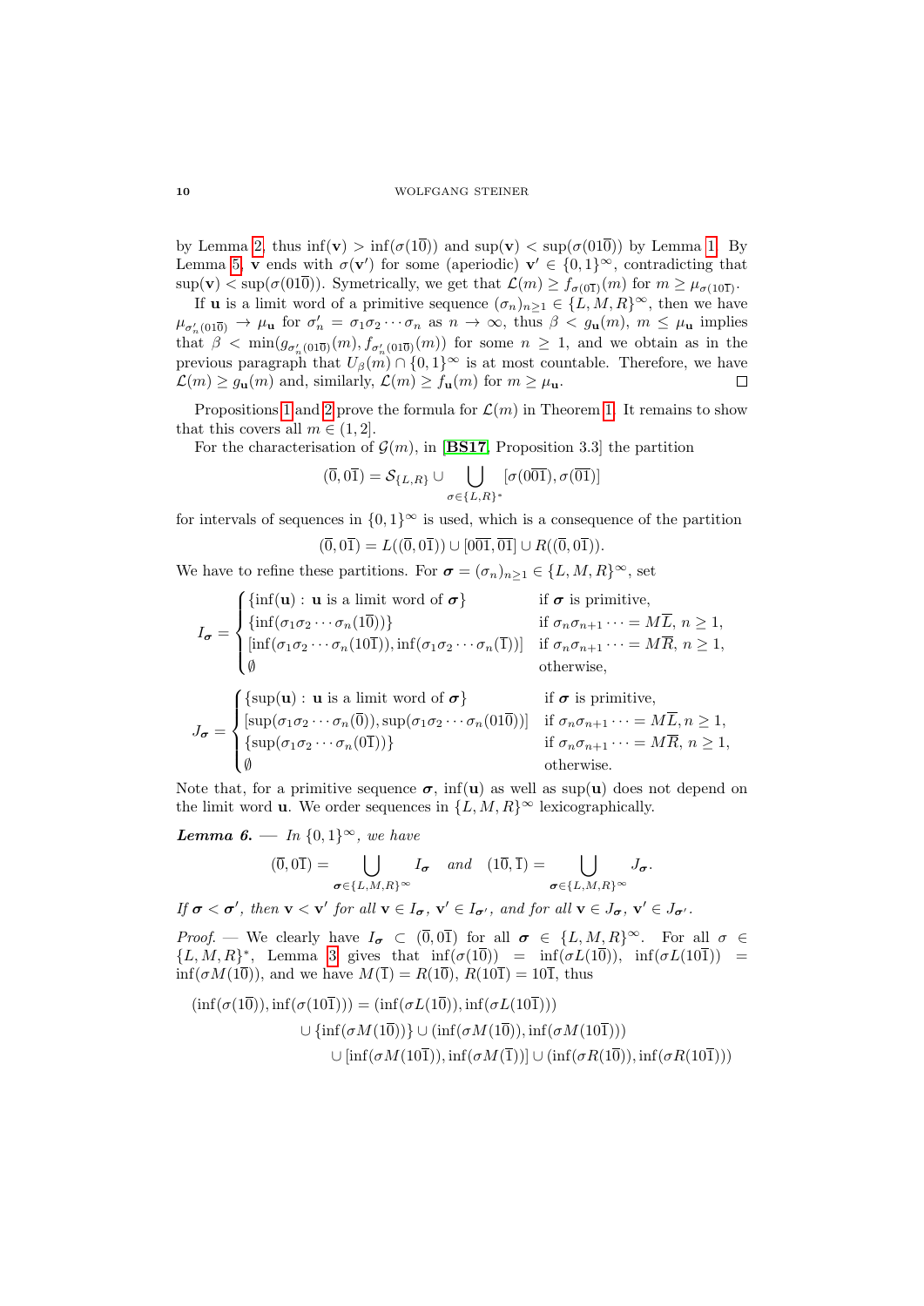by Lemma 2, thus $\inf(\mathbf{v}) > \inf(\sigma(1\overline{0}))$ and $\sup(\mathbf{v}) < \sup(\sigma(01\overline{0}))$ by Lemma 1. By Lemma 5, $\mathbf{v}$ ends with $\sigma(\mathbf{v}')$ for some (aperiodic) $\mathbf{v}' \in \{0,1\}^\infty$, contradicting that $\sup(\mathbf{v}) < \sup(\sigma(01\overline{0}))$. Symetrically, we get that $\mathcal{L}(m) \ge f_{\sigma(0\overline{1})}(m)$ for $m \ge \mu_{\sigma(10\overline{1})}$.

If $\mathbf{u}$ is a limit word of a primitive sequence $(\sigma_n)_{n\ge1} \in \{L,M,R\}^\infty$, then we have $\mu_{\sigma'_n(01\overline{0})} \to \mu_{\mathbf{u}}$ for $\sigma'_n = \sigma_1\sigma_2\cdots\sigma_n$ as $n \to \infty$, thus $\beta < g_{\mathbf{u}}(m)$, $m \le \mu_{\mathbf{u}}$ implies that $\beta < \min(g_{\sigma'_n(01\overline{0})}(m), f_{\sigma'_n(01\overline{0})}(m))$ for some $n \ge 1$, and we obtain as in the previous paragraph that $U_\beta(m) \cap \{0,1\}^\infty$ is at most countable. Therefore, we have $\mathcal{L}(m) \ge g_{\mathbf{u}}(m)$ and, similarly, $\mathcal{L}(m) \ge f_{\mathbf{u}}(m)$ for $m \ge \mu_{\mathbf{u}}$. $\square$

Propositions 1 and 2 prove the formula for $\mathcal{L}(m)$ in Theorem 1. It remains to show that this covers all $m \in (1,2]$.

For the characterisation of $\mathcal{G}(m)$, in [BS17, Proposition 3.3] the partition

$$(\overline{0}, 0\overline{1}) = \mathcal{S}_{\{L,R\}} \cup \bigcup_{\sigma\in\{L,R\}^*} [\sigma(00\overline{1}), \sigma(\overline{01})]$$

for intervals of sequences in $\{0,1\}^\infty$ is used, which is a consequence of the partition

$$(\overline{0}, 0\overline{1}) = L((\overline{0}, 0\overline{1})) \cup [00\overline{1}, \overline{01}] \cup R((\overline{0}, 0\overline{1})).$$

We have to refine these partitions. For $\boldsymbol{\sigma} = (\sigma_n)_{n\ge1} \in \{L,M,R\}^\infty$, set

$$I_{\boldsymbol{\sigma}} = \begin{cases} \{\inf(\mathbf{u}) : \mathbf{u} \text{ is a limit word of } \boldsymbol{\sigma}\} & \text{if } \boldsymbol{\sigma} \text{ is primitive,} \\ \{\inf(\sigma_1\sigma_2\cdots\sigma_n(1\overline{0}))\} & \text{if } \sigma_n\sigma_{n+1}\cdots = M\overline{L},\ n \ge 1, \\ [\inf(\sigma_1\sigma_2\cdots\sigma_n(10\overline{1})), \inf(\sigma_1\sigma_2\cdots\sigma_n(\overline{1}))] & \text{if } \sigma_n\sigma_{n+1}\cdots = M\overline{R},\ n \ge 1, \\ \emptyset & \text{otherwise,} \end{cases}$$

$$J_{\boldsymbol{\sigma}} = \begin{cases} \{\sup(\mathbf{u}) : \mathbf{u} \text{ is a limit word of } \boldsymbol{\sigma}\} & \text{if } \boldsymbol{\sigma} \text{ is primitive,} \\ [\sup(\sigma_1\sigma_2\cdots\sigma_n(\overline{0})), \sup(\sigma_1\sigma_2\cdots\sigma_n(01\overline{0}))] & \text{if } \sigma_n\sigma_{n+1}\cdots = M\overline{L}, n \ge 1, \\ \{\sup(\sigma_1\sigma_2\cdots\sigma_n(0\overline{1}))\} & \text{if } \sigma_n\sigma_{n+1}\cdots = M\overline{R}, n \ge 1, \\ \emptyset & \text{otherwise.} \end{cases}$$

Note that, for a primitive sequence $\boldsymbol{\sigma}$, $\inf(\mathbf{u})$ as well as $\sup(\mathbf{u})$ does not depend on the limit word $\mathbf{u}$. We order sequences in $\{L,M,R\}^\infty$ lexicographically.

***Lemma 6.*** — *In $\{0,1\}^\infty$, we have*

$$(\overline{0}, 0\overline{1}) = \bigcup_{\boldsymbol{\sigma}\in\{L,M,R\}^\infty} I_{\boldsymbol{\sigma}} \quad \text{and} \quad (1\overline{0}, \overline{1}) = \bigcup_{\boldsymbol{\sigma}\in\{L,M,R\}^\infty} J_{\boldsymbol{\sigma}}.$$

*If $\boldsymbol{\sigma} < \boldsymbol{\sigma}'$, then $\mathbf{v} < \mathbf{v}'$ for all $\mathbf{v} \in I_{\boldsymbol{\sigma}}$, $\mathbf{v}' \in I_{\boldsymbol{\sigma}'}$, and for all $\mathbf{v} \in J_{\boldsymbol{\sigma}}$, $\mathbf{v}' \in J_{\boldsymbol{\sigma}'}$.*

*Proof.* — We clearly have $I_{\boldsymbol{\sigma}} \subset (\overline{0}, 0\overline{1})$ for all $\boldsymbol{\sigma} \in \{L,M,R\}^\infty$. For all $\sigma \in \{L,M,R\}^*$, Lemma 3 gives that $\inf(\sigma(1\overline{0})) = \inf(\sigma L(1\overline{0}))$, $\inf(\sigma(10\overline{1})) = \inf(\sigma M(1\overline{0}))$, and we have $M(\overline{1}) = R(1\overline{0})$, $R(10\overline{1}) = 10\overline{1}$, thus

$$\begin{aligned}(\inf(\sigma(1\overline{0})), \inf(\sigma(10\overline{1}))) &= (\inf(\sigma L(1\overline{0})), \inf(\sigma L(10\overline{1}))) \\ &\quad \cup \{\inf(\sigma M(1\overline{0}))\} \cup (\inf(\sigma M(1\overline{0})), \inf(\sigma M(10\overline{1}))) \\ &\qquad \cup [\inf(\sigma M(10\overline{1})), \inf(\sigma M(\overline{1}))] \cup (\inf(\sigma R(1\overline{0})), \inf(\sigma R(10\overline{1})))\end{aligned}$$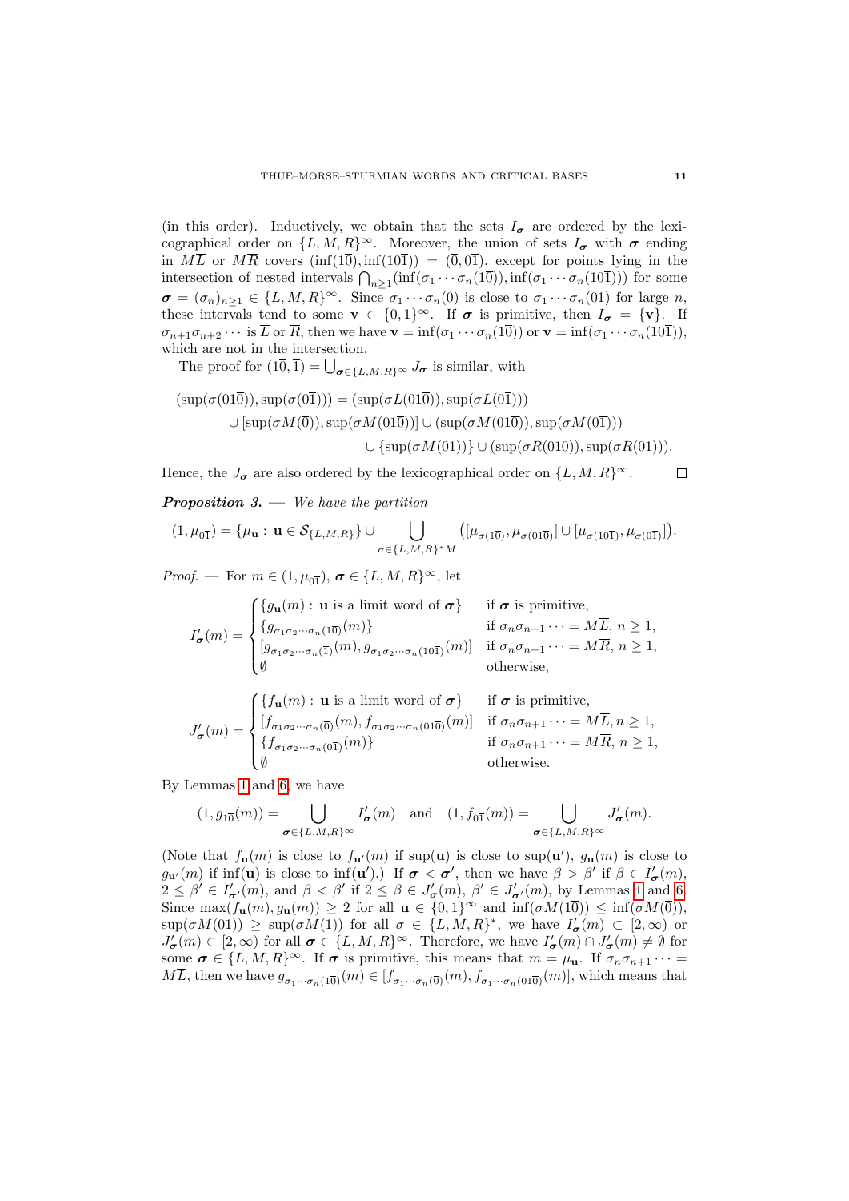(in this order). Inductively, we obtain that the sets $I_{\boldsymbol{\sigma}}$ are ordered by the lexicographical order on $\{L,M,R\}^\infty$. Moreover, the union of sets $I_{\boldsymbol{\sigma}}$ with $\boldsymbol{\sigma}$ ending in $M\overline{L}$ or $M\overline{R}$ covers $(\inf(1\overline{0}), \inf(10\overline{1})) = (\overline{0}, 0\overline{1})$, except for points lying in the intersection of nested intervals $\bigcap_{n\ge1}(\inf(\sigma_1\cdots\sigma_n(1\overline{0})), \inf(\sigma_1\cdots\sigma_n(10\overline{1})))$ for some $\boldsymbol{\sigma} = (\sigma_n)_{n\ge1} \in \{L,M,R\}^\infty$. Since $\sigma_1\cdots\sigma_n(\overline{0})$ is close to $\sigma_1\cdots\sigma_n(0\overline{1})$ for large $n$, these intervals tend to some $\mathbf{v} \in \{0,1\}^\infty$. If $\boldsymbol{\sigma}$ is primitive, then $I_{\boldsymbol{\sigma}} = \{\mathbf{v}\}$. If $\sigma_{n+1}\sigma_{n+2}\cdots$ is $\overline{L}$ or $\overline{R}$, then we have $\mathbf{v} = \inf(\sigma_1\cdots\sigma_n(1\overline{0}))$ or $\mathbf{v} = \inf(\sigma_1\cdots\sigma_n(10\overline{1}))$, which are not in the intersection.

The proof for $(1\overline{0}, \overline{1}) = \bigcup_{\boldsymbol{\sigma}\in\{L,M,R\}^\infty} J_{\boldsymbol{\sigma}}$ is similar, with

$$\begin{aligned}(\sup(\sigma(01\overline{0})), \sup(\sigma(0\overline{1}))) &= (\sup(\sigma L(01\overline{0})), \sup(\sigma L(0\overline{1}))) \\ &\cup [\sup(\sigma M(\overline{0})), \sup(\sigma M(01\overline{0}))] \cup (\sup(\sigma M(01\overline{0})), \sup(\sigma M(0\overline{1}))) \\ &\cup \{\sup(\sigma M(0\overline{1}))\} \cup (\sup(\sigma R(01\overline{0})), \sup(\sigma R(0\overline{1}))).\end{aligned}$$

Hence, the $J_{\boldsymbol{\sigma}}$ are also ordered by the lexicographical order on $\{L,M,R\}^\infty$. $\square$

***Proposition 3.*** — *We have the partition*

$$(1, \mu_{0\overline{1}}) = \{\mu_{\mathbf{u}} : \mathbf{u} \in \mathcal{S}_{\{L,M,R\}}\} \cup \bigcup_{\sigma\in\{L,M,R\}^*M} \big([\mu_{\sigma(1\overline{0})}, \mu_{\sigma(01\overline{0})}] \cup [\mu_{\sigma(10\overline{1})}, \mu_{\sigma(0\overline{1})}]\big).$$

*Proof.* — For $m \in (1, \mu_{0\overline{1}})$, $\boldsymbol{\sigma} \in \{L,M,R\}^\infty$, let

$$I'_{\boldsymbol{\sigma}}(m) = \begin{cases} \{g_{\mathbf{u}}(m) : \mathbf{u} \text{ is a limit word of } \boldsymbol{\sigma}\} & \text{if } \boldsymbol{\sigma} \text{ is primitive,} \\ \{g_{\sigma_1\sigma_2\cdots\sigma_n(1\overline{0})}(m)\} & \text{if } \sigma_n\sigma_{n+1}\cdots = M\overline{L},\ n\ge1, \\ [g_{\sigma_1\sigma_2\cdots\sigma_n(\overline{1})}(m), g_{\sigma_1\sigma_2\cdots\sigma_n(10\overline{1})}(m)] & \text{if } \sigma_n\sigma_{n+1}\cdots = M\overline{R},\ n\ge1, \\ \emptyset & \text{otherwise,} \end{cases}$$

$$J'_{\boldsymbol{\sigma}}(m) = \begin{cases} \{f_{\mathbf{u}}(m) : \mathbf{u} \text{ is a limit word of } \boldsymbol{\sigma}\} & \text{if } \boldsymbol{\sigma} \text{ is primitive,} \\ [f_{\sigma_1\sigma_2\cdots\sigma_n(\overline{0})}(m), f_{\sigma_1\sigma_2\cdots\sigma_n(01\overline{0})}(m)] & \text{if } \sigma_n\sigma_{n+1}\cdots = M\overline{L},\ n\ge1, \\ \{f_{\sigma_1\sigma_2\cdots\sigma_n(0\overline{1})}(m)\} & \text{if } \sigma_n\sigma_{n+1}\cdots = M\overline{R},\ n\ge1, \\ \emptyset & \text{otherwise.} \end{cases}$$

By Lemmas 1 and 6, we have

$$(1, g_{1\overline{0}}(m)) = \bigcup_{\boldsymbol{\sigma}\in\{L,M,R\}^\infty} I'_{\boldsymbol{\sigma}}(m) \quad\text{and}\quad (1, f_{0\overline{1}}(m)) = \bigcup_{\boldsymbol{\sigma}\in\{L,M,R\}^\infty} J'_{\boldsymbol{\sigma}}(m).$$

(Note that $f_{\mathbf{u}}(m)$ is close to $f_{\mathbf{u}'}(m)$ if $\sup(\mathbf{u})$ is close to $\sup(\mathbf{u}')$, $g_{\mathbf{u}}(m)$ is close to $g_{\mathbf{u}'}(m)$ if $\inf(\mathbf{u})$ is close to $\inf(\mathbf{u}')$.) If $\boldsymbol{\sigma} < \boldsymbol{\sigma}'$, then we have $\beta > \beta'$ if $\beta \in I'_{\boldsymbol{\sigma}}(m)$, $2 \le \beta' \in I'_{\boldsymbol{\sigma}'}(m)$, and $\beta < \beta'$ if $2 \le \beta \in J'_{\boldsymbol{\sigma}}(m)$, $\beta' \in J'_{\boldsymbol{\sigma}'}(m)$, by Lemmas 1 and 6. Since $\max(f_{\mathbf{u}}(m), g_{\mathbf{u}}(m)) \ge 2$ for all $\mathbf{u} \in \{0,1\}^\infty$ and $\inf(\sigma M(1\overline{0})) \le \inf(\sigma M(\overline{0}))$, $\sup(\sigma M(0\overline{1})) \ge \sup(\sigma M(\overline{1}))$ for all $\sigma \in \{L,M,R\}^*$, we have $I'_{\boldsymbol{\sigma}}(m) \subset [2,\infty)$ or $J'_{\boldsymbol{\sigma}}(m) \subset [2,\infty)$ for all $\boldsymbol{\sigma} \in \{L,M,R\}^\infty$. Therefore, we have $I'_{\boldsymbol{\sigma}}(m) \cap J'_{\boldsymbol{\sigma}}(m) \ne \emptyset$ for some $\boldsymbol{\sigma} \in \{L,M,R\}^\infty$. If $\boldsymbol{\sigma}$ is primitive, this means that $m = \mu_{\mathbf{u}}$. If $\sigma_n\sigma_{n+1}\cdots = M\overline{L}$, then we have $g_{\sigma_1\cdots\sigma_n(1\overline{0})}(m) \in [f_{\sigma_1\cdots\sigma_n(\overline{0})}(m), f_{\sigma_1\cdots\sigma_n(01\overline{0})}(m)]$, which means that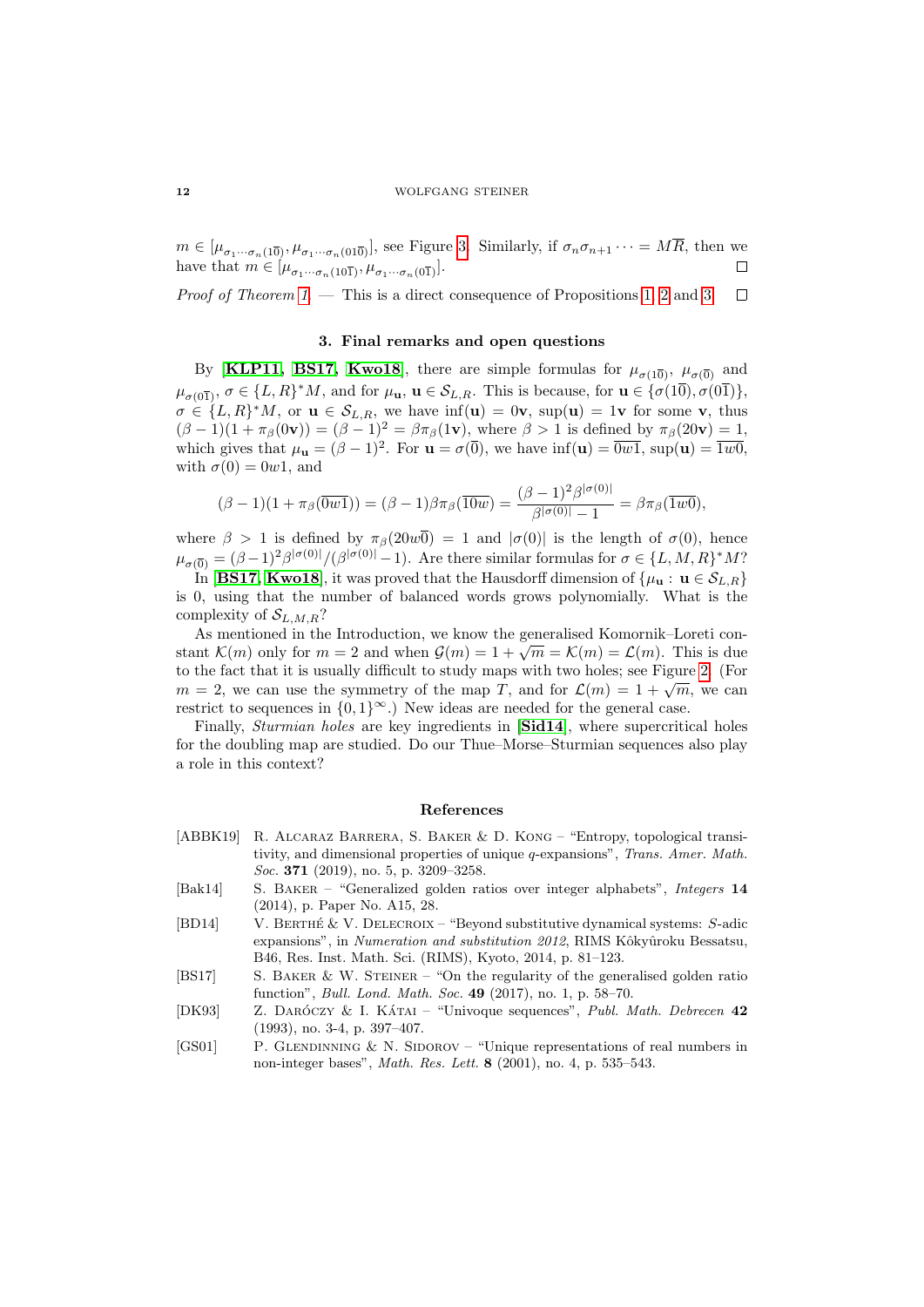$m \in [\mu_{\sigma_1\cdots\sigma_n(1\overline{0})}, \mu_{\sigma_1\cdots\sigma_n(01\overline{0})}]$, see Figure 3. Similarly, if $\sigma_n\sigma_{n+1}\cdots = M\overline{R}$, then we have that $m \in [\mu_{\sigma_1\cdots\sigma_n(10\overline{1})}, \mu_{\sigma_1\cdots\sigma_n(0\overline{1})}]$. □

*Proof of Theorem 1*. — This is a direct consequence of Propositions 1, 2 and 3. □

## 3. Final remarks and open questions

By [**KLP11**, **BS17**, **Kwo18**], there are simple formulas for $\mu_{\sigma(1\overline{0})}$, $\mu_{\sigma(\overline{0})}$ and $\mu_{\sigma(0\overline{1})}$, $\sigma \in \{L,R\}^*M$, and for $\mu_{\mathbf{u}}$, $\mathbf{u} \in \mathcal{S}_{L,R}$. This is because, for $\mathbf{u} \in \{\sigma(1\overline{0}), \sigma(0\overline{1})\}$, $\sigma \in \{L,R\}^*M$, or $\mathbf{u} \in \mathcal{S}_{L,R}$, we have $\inf(\mathbf{u}) = 0\mathbf{v}$, $\sup(\mathbf{u}) = 1\mathbf{v}$ for some $\mathbf{v}$, thus $(\beta-1)(1+\pi_\beta(0\mathbf{v})) = (\beta-1)^2 = \beta\pi_\beta(1\mathbf{v})$, where $\beta > 1$ is defined by $\pi_\beta(20\mathbf{v}) = 1$, which gives that $\mu_{\mathbf{u}} = (\beta-1)^2$. For $\mathbf{u} = \sigma(\overline{0})$, we have $\inf(\mathbf{u}) = \overline{0w1}$, $\sup(\mathbf{u}) = \overline{1w0}$, with $\sigma(0) = 0w1$, and

$$(\beta-1)(1+\pi_\beta(\overline{0w1})) = (\beta-1)\beta\pi_\beta(\overline{10w}) = \frac{(\beta-1)^2\beta^{|\sigma(0)|}}{\beta^{|\sigma(0)|}-1} = \beta\pi_\beta(\overline{1w0}),$$

where $\beta > 1$ is defined by $\pi_\beta(20w\overline{0}) = 1$ and $|\sigma(0)|$ is the length of $\sigma(0)$, hence $\mu_{\sigma(\overline{0})} = (\beta-1)^2\beta^{|\sigma(0)|}/(\beta^{|\sigma(0)|}-1)$. Are there similar formulas for $\sigma \in \{L,M,R\}^*M$?

In [**BS17**, **Kwo18**], it was proved that the Hausdorff dimension of $\{\mu_{\mathbf{u}} : \mathbf{u} \in \mathcal{S}_{L,R}\}$ is 0, using that the number of balanced words grows polynomially. What is the complexity of $\mathcal{S}_{L,M,R}$?

As mentioned in the Introduction, we know the generalised Komornik–Loreti constant $\mathcal{K}(m)$ only for $m = 2$ and when $\mathcal{G}(m) = 1 + \sqrt{m} = \mathcal{K}(m) = \mathcal{L}(m)$. This is due to the fact that it is usually difficult to study maps with two holes; see Figure 2. (For $m = 2$, we can use the symmetry of the map $T$, and for $\mathcal{L}(m) = 1 + \sqrt{m}$, we can restrict to sequences in $\{0,1\}^\infty$.) New ideas are needed for the general case.

Finally, *Sturmian holes* are key ingredients in [**Sid14**], where supercritical holes for the doubling map are studied. Do our Thue–Morse–Sturmian sequences also play a role in this context?

## References

[ABBK19] R. Alcaraz Barrera, S. Baker & D. Kong – "Entropy, topological transitivity, and dimensional properties of unique $q$-expansions", *Trans. Amer. Math. Soc.* **371** (2019), no. 5, p. 3209–3258.

[Bak14] S. Baker – "Generalized golden ratios over integer alphabets", *Integers* **14** (2014), p. Paper No. A15, 28.

[BD14] V. Berthé & V. Delecroix – "Beyond substitutive dynamical systems: $S$-adic expansions", in *Numeration and substitution 2012*, RIMS Kôkyûroku Bessatsu, B46, Res. Inst. Math. Sci. (RIMS), Kyoto, 2014, p. 81–123.

[BS17] S. Baker & W. Steiner – "On the regularity of the generalised golden ratio function", *Bull. Lond. Math. Soc.* **49** (2017), no. 1, p. 58–70.

[DK93] Z. Daróczy & I. Kátai – "Univoque sequences", *Publ. Math. Debrecen* **42** (1993), no. 3-4, p. 397–407.

[GS01] P. Glendinning & N. Sidorov – "Unique representations of real numbers in non-integer bases", *Math. Res. Lett.* **8** (2001), no. 4, p. 535–543.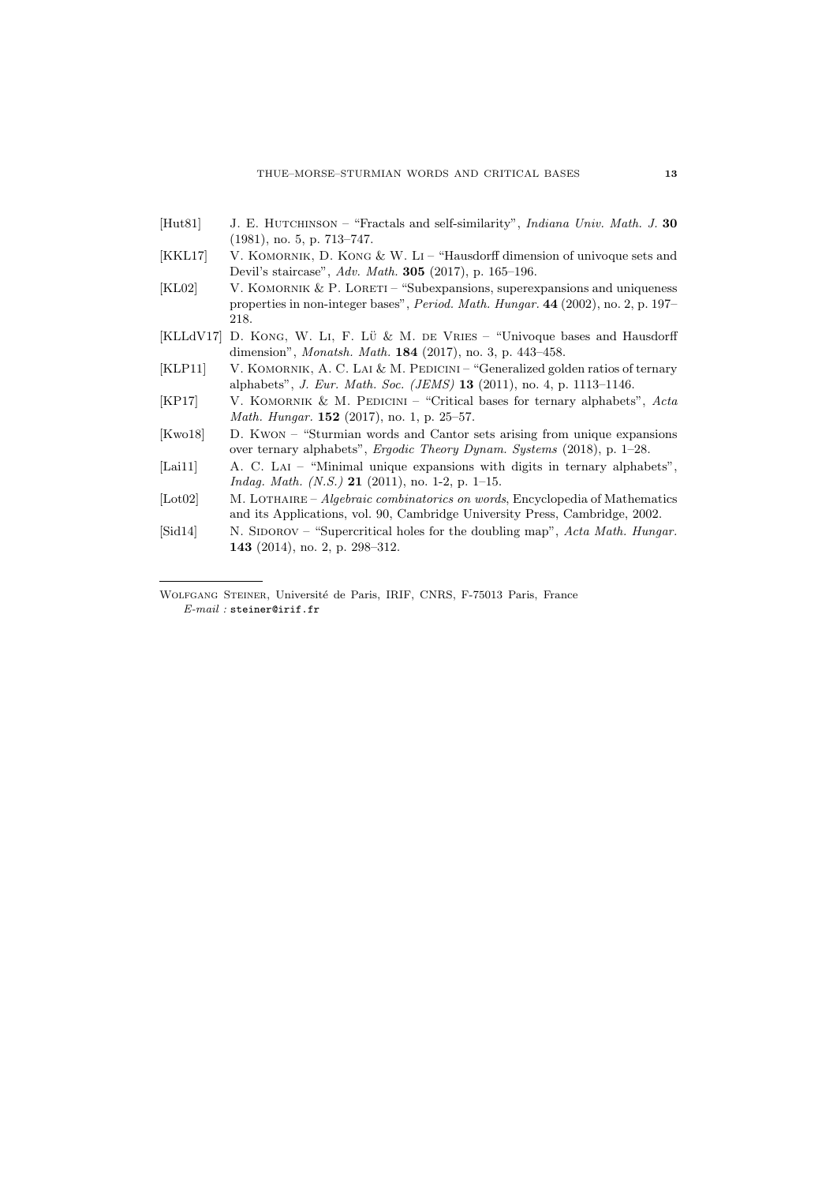- [Hut81] J. E. Hutchinson – "Fractals and self-similarity", *Indiana Univ. Math. J.* **30** (1981), no. 5, p. 713–747.
- [KKL17] V. Komornik, D. Kong & W. Li – "Hausdorff dimension of univoque sets and Devil's staircase", *Adv. Math.* **305** (2017), p. 165–196.
- [KL02] V. Komornik & P. Loreti – "Subexpansions, superexpansions and uniqueness properties in non-integer bases", *Period. Math. Hungar.* **44** (2002), no. 2, p. 197–218.
- [KLLdV17] D. Kong, W. Li, F. Lü & M. de Vries – "Univoque bases and Hausdorff dimension", *Monatsh. Math.* **184** (2017), no. 3, p. 443–458.
- [KLP11] V. Komornik, A. C. Lai & M. Pedicini – "Generalized golden ratios of ternary alphabets", *J. Eur. Math. Soc. (JEMS)* **13** (2011), no. 4, p. 1113–1146.
- [KP17] V. Komornik & M. Pedicini – "Critical bases for ternary alphabets", *Acta Math. Hungar.* **152** (2017), no. 1, p. 25–57.
- [Kwo18] D. Kwon – "Sturmian words and Cantor sets arising from unique expansions over ternary alphabets", *Ergodic Theory Dynam. Systems* (2018), p. 1–28.
- [Lai11] A. C. Lai – "Minimal unique expansions with digits in ternary alphabets", *Indag. Math. (N.S.)* **21** (2011), no. 1-2, p. 1–15.
- [Lot02] M. Lothaire – *Algebraic combinatorics on words*, Encyclopedia of Mathematics and its Applications, vol. 90, Cambridge University Press, Cambridge, 2002.
- [Sid14] N. Sidorov – "Supercritical holes for the doubling map", *Acta Math. Hungar.* **143** (2014), no. 2, p. 298–312.

---

Wolfgang Steiner, Université de Paris, IRIF, CNRS, F-75013 Paris, France
*E-mail :* steiner@irif.fr